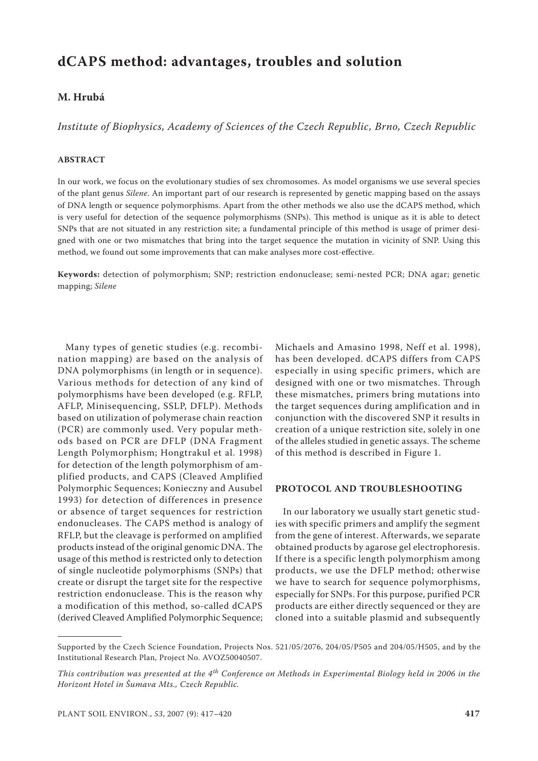# dCAPS method: advantages, troubles and solution

**M. Hrubá**

*Institute of Biophysics, Academy of Sciences of the Czech Republic, Brno, Czech Republic*

**ABSTRACT**

In our work, we focus on the evolutionary studies of sex chromosomes. As model organisms we use several species of the plant genus *Silene*. An important part of our research is represented by genetic mapping based on the assays of DNA length or sequence polymorphisms. Apart from the other methods we also use the dCAPS method, which is very useful for detection of the sequence polymorphisms (SNPs). This method is unique as it is able to detect SNPs that are not situated in any restriction site; a fundamental principle of this method is usage of primer designed with one or two mismatches that bring into the target sequence the mutation in vicinity of SNP. Using this method, we found out some improvements that can make analyses more cost-effective.

**Keywords:** detection of polymorphism; SNP; restriction endonuclease; semi-nested PCR; DNA agar; genetic mapping; *Silene*

Many types of genetic studies (e.g. recombination mapping) are based on the analysis of DNA polymorphisms (in length or in sequence). Various methods for detection of any kind of polymorphisms have been developed (e.g. RFLP, AFLP, Minisequencing, SSLP, DFLP). Methods based on utilization of polymerase chain reaction (PCR) are commonly used. Very popular methods based on PCR are DFLP (DNA Fragment Length Polymorphism; Hongtrakul et al. 1998) for detection of the length polymorphism of amplified products, and CAPS (Cleaved Amplified Polymorphic Sequences; Konieczny and Ausubel 1993) for detection of differences in presence or absence of target sequences for restriction endonucleases. The CAPS method is analogy of RFLP, but the cleavage is performed on amplified products instead of the original genomic DNA. The usage of this method is restricted only to detection of single nucleotide polymorphisms (SNPs) that create or disrupt the target site for the respective restriction endonuclease. This is the reason why a modification of this method, so-called dCAPS (derived Cleaved Amplified Polymorphic Sequence; Michaels and Amasino 1998, Neff et al. 1998), has been developed. dCAPS differs from CAPS especially in using specific primers, which are designed with one or two mismatches. Through these mismatches, primers bring mutations into the target sequences during amplification and in conjunction with the discovered SNP it results in creation of a unique restriction site, solely in one of the alleles studied in genetic assays. The scheme of this method is described in Figure 1.

## PROTOCOL AND TROUBLESHOOTING

In our laboratory we usually start genetic studies with specific primers and amplify the segment from the gene of interest. Afterwards, we separate obtained products by agarose gel electrophoresis. If there is a specific length polymorphism among products, we use the DFLP method; otherwise we have to search for sequence polymorphisms, especially for SNPs. For this purpose, purified PCR products are either directly sequenced or they are cloned into a suitable plasmid and subsequently

Supported by the Czech Science Foundation, Projects Nos. 521/05/2076, 204/05/P505 and 204/05/H505, and by the Institutional Research Plan, Project No. AVOZ50040507.

*This contribution was presented at the 4th Conference on Methods in Experimental Biology held in 2006 in the Horizont Hotel in Šumava Mts., Czech Republic.*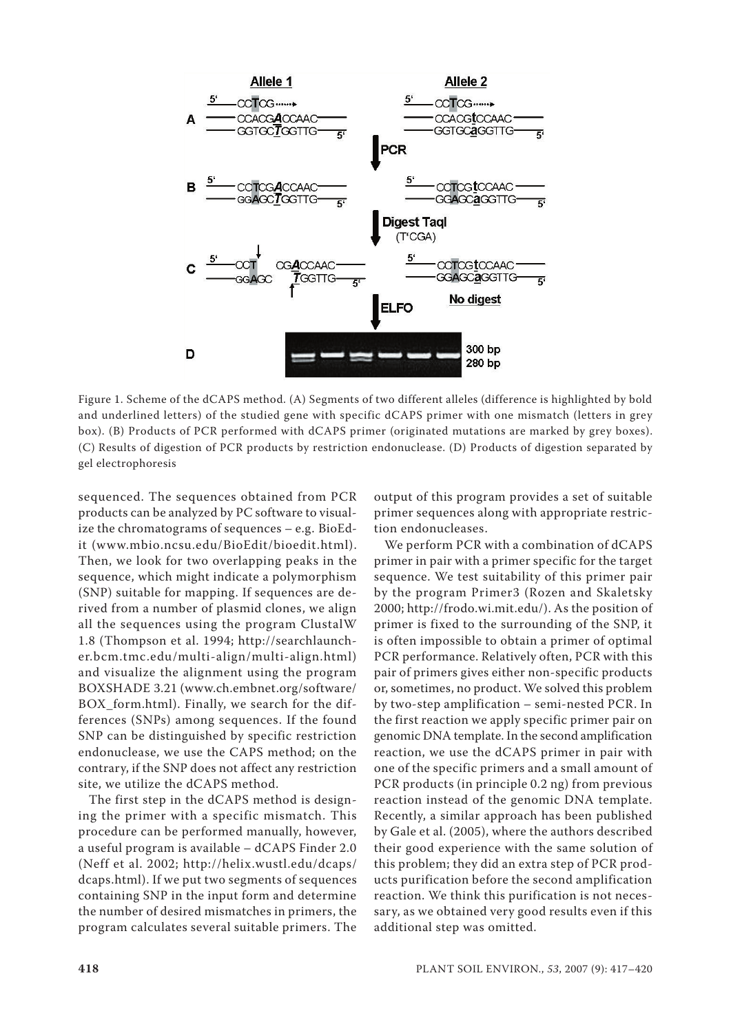Figure 1. Scheme of the dCAPS method. (A) Segments of two different alleles (difference is highlighted by bold and underlined letters) of the studied gene with specific dCAPS primer with one mismatch (letters in grey box). (B) Products of PCR performed with dCAPS primer (originated mutations are marked by grey boxes). (C) Results of digestion of PCR products by restriction endonuclease. (D) Products of digestion separated by gel electrophoresis

sequenced. The sequences obtained from PCR products can be analyzed by PC software to visualize the chromatograms of sequences – e.g. BioEdit (www.mbio.ncsu.edu/BioEdit/bioedit.html). Then, we look for two overlapping peaks in the sequence, which might indicate a polymorphism (SNP) suitable for mapping. If sequences are derived from a number of plasmid clones, we align all the sequences using the program ClustalW 1.8 (Thompson et al. 1994; http://searchlauncher.bcm.tmc.edu/multi-align/multi-align.html) and visualize the alignment using the program BOXSHADE 3.21 (www.ch.embnet.org/software/BOX_form.html). Finally, we search for the differences (SNPs) among sequences. If the found SNP can be distinguished by specific restriction endonuclease, we use the CAPS method; on the contrary, if the SNP does not affect any restriction site, we utilize the dCAPS method.

The first step in the dCAPS method is designing the primer with a specific mismatch. This procedure can be performed manually, however, a useful program is available – dCAPS Finder 2.0 (Neff et al. 2002; http://helix.wustl.edu/dcaps/dcaps.html). If we put two segments of sequences containing SNP in the input form and determine the number of desired mismatches in primers, the program calculates several suitable primers. The output of this program provides a set of suitable primer sequences along with appropriate restriction endonucleases.

We perform PCR with a combination of dCAPS primer in pair with a primer specific for the target sequence. We test suitability of this primer pair by the program Primer3 (Rozen and Skaletsky 2000; http://frodo.wi.mit.edu/). As the position of primer is fixed to the surrounding of the SNP, it is often impossible to obtain a primer of optimal PCR performance. Relatively often, PCR with this pair of primers gives either non-specific products or, sometimes, no product. We solved this problem by two-step amplification – semi-nested PCR. In the first reaction we apply specific primer pair on genomic DNA template. In the second amplification reaction, we use the dCAPS primer in pair with one of the specific primers and a small amount of PCR products (in principle 0.2 ng) from previous reaction instead of the genomic DNA template. Recently, a similar approach has been published by Gale et al. (2005), where the authors described their good experience with the same solution of this problem; they did an extra step of PCR products purification before the second amplification reaction. We think this purification is not necessary, as we obtained very good results even if this additional step was omitted.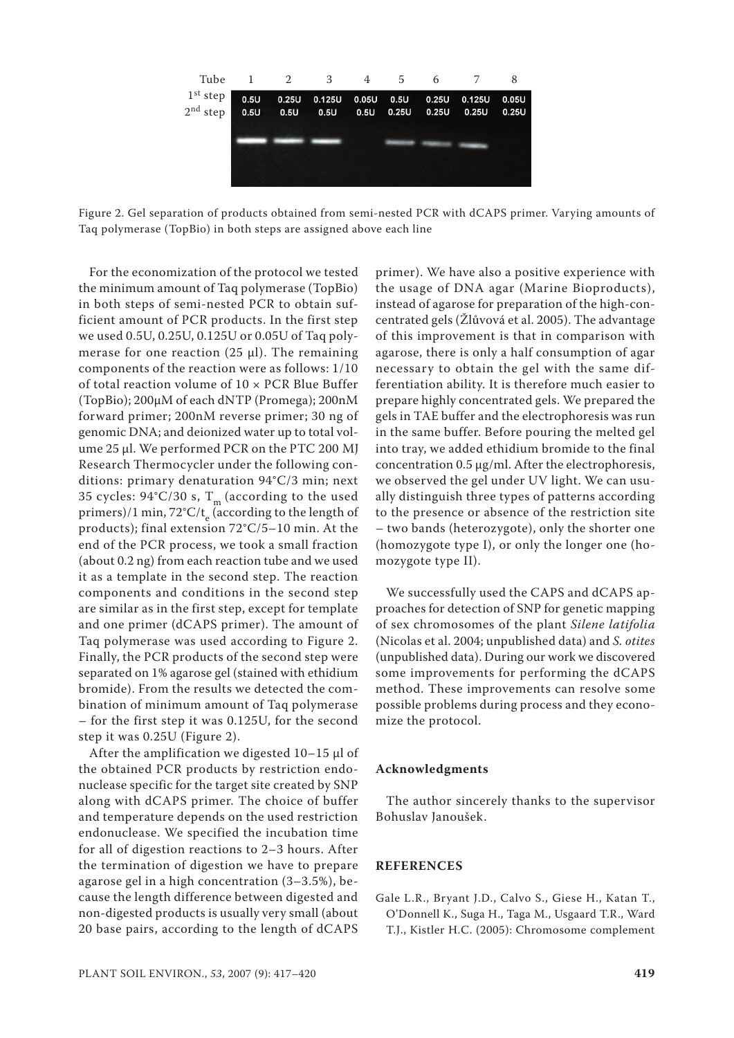| Tube | 1 | 2 | 3 | 4 | 5 | 6 | 7 | 8 |
|---|---|---|---|---|---|---|---|---|
| 1st step | 0.5U | 0.25U | 0.125U | 0.05U | 0.5U | 0.25U | 0.125U | 0.05U |
| 2nd step | 0.5U | 0.5U | 0.5U | 0.5U | 0.25U | 0.25U | 0.25U | 0.25U |

Figure 2. Gel separation of products obtained from semi-nested PCR with dCAPS primer. Varying amounts of Taq polymerase (TopBio) in both steps are assigned above each line

For the economization of the protocol we tested the minimum amount of Taq polymerase (TopBio) in both steps of semi-nested PCR to obtain sufficient amount of PCR products. In the first step we used 0.5U, 0.25U, 0.125U or 0.05U of Taq polymerase for one reaction (25 µl). The remaining components of the reaction were as follows: 1/10 of total reaction volume of 10 × PCR Blue Buffer (TopBio); 200µM of each dNTP (Promega); 200nM forward primer; 200nM reverse primer; 30 ng of genomic DNA; and deionized water up to total volume 25 µl. We performed PCR on the PTC 200 MJ Research Thermocycler under the following conditions: primary denaturation 94°C/3 min; next 35 cycles: 94°C/30 s, $T_m$ (according to the used primers)/1 min, 72°C/$t_e$ (according to the length of products); final extension 72°C/5–10 min. At the end of the PCR process, we took a small fraction (about 0.2 ng) from each reaction tube and we used it as a template in the second step. The reaction components and conditions in the second step are similar as in the first step, except for template and one primer (dCAPS primer). The amount of Taq polymerase was used according to Figure 2. Finally, the PCR products of the second step were separated on 1% agarose gel (stained with ethidium bromide). From the results we detected the combination of minimum amount of Taq polymerase – for the first step it was 0.125U, for the second step it was 0.25U (Figure 2).

After the amplification we digested 10–15 µl of the obtained PCR products by restriction endonuclease specific for the target site created by SNP along with dCAPS primer. The choice of buffer and temperature depends on the used restriction endonuclease. We specified the incubation time for all of digestion reactions to 2–3 hours. After the termination of digestion we have to prepare agarose gel in a high concentration (3–3.5%), because the length difference between digested and non-digested products is usually very small (about 20 base pairs, according to the length of dCAPS primer). We have also a positive experience with the usage of DNA agar (Marine Bioproducts), instead of agarose for preparation of the high-concentrated gels (Žlůvová et al. 2005). The advantage of this improvement is that in comparison with agarose, there is only a half consumption of agar necessary to obtain the gel with the same differentiation ability. It is therefore much easier to prepare highly concentrated gels. We prepared the gels in TAE buffer and the electrophoresis was run in the same buffer. Before pouring the melted gel into tray, we added ethidium bromide to the final concentration 0.5 µg/ml. After the electrophoresis, we observed the gel under UV light. We can usually distinguish three types of patterns according to the presence or absence of the restriction site – two bands (heterozygote), only the shorter one (homozygote type I), or only the longer one (homozygote type II).

We successfully used the CAPS and dCAPS approaches for detection of SNP for genetic mapping of sex chromosomes of the plant *Silene latifolia* (Nicolas et al. 2004; unpublished data) and *S. otites* (unpublished data). During our work we discovered some improvements for performing the dCAPS method. These improvements can resolve some possible problems during process and they economize the protocol.

### Acknowledgments

The author sincerely thanks to the supervisor Bohuslav Janoušek.

### REFERENCES

Gale L.R., Bryant J.D., Calvo S., Giese H., Katan T., O'Donnell K., Suga H., Taga M., Usgaard T.R., Ward T.J., Kistler H.C. (2005): Chromosome complement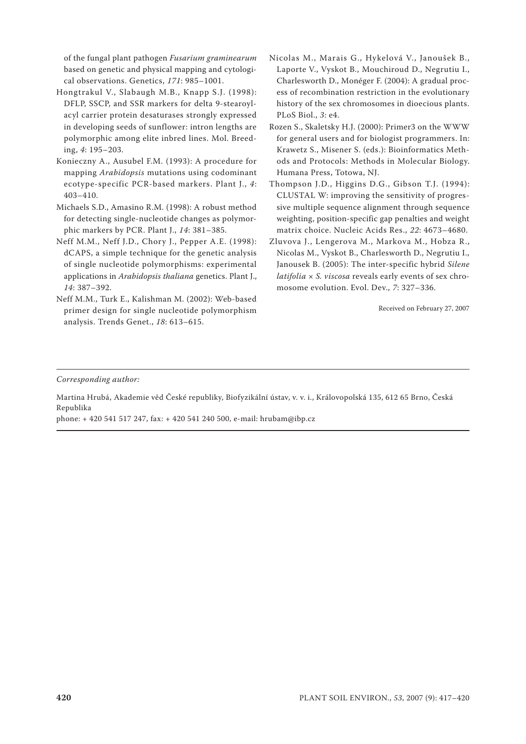of the fungal plant pathogen *Fusarium graminearum* based on genetic and physical mapping and cytological observations. Genetics, *171*: 985–1001.

Hongtrakul V., Slabaugh M.B., Knapp S.J. (1998): DFLP, SSCP, and SSR markers for delta 9-stearoyl-acyl carrier protein desaturases strongly expressed in developing seeds of sunflower: intron lengths are polymorphic among elite inbred lines. Mol. Breeding, *4*: 195–203.

Konieczny A., Ausubel F.M. (1993): A procedure for mapping *Arabidopsis* mutations using codominant ecotype-specific PCR-based markers. Plant J., *4*: 403–410.

Michaels S.D., Amasino R.M. (1998): A robust method for detecting single-nucleotide changes as polymorphic markers by PCR. Plant J., *14*: 381–385.

Neff M.M., Neff J.D., Chory J., Pepper A.E. (1998): dCAPS, a simple technique for the genetic analysis of single nucleotide polymorphisms: experimental applications in *Arabidopsis thaliana* genetics. Plant J., *14*: 387–392.

Neff M.M., Turk E., Kalishman M. (2002): Web-based primer design for single nucleotide polymorphism analysis. Trends Genet., *18*: 613–615.

Nicolas M., Marais G., Hykelová V., Janoušek B., Laporte V., Vyskot B., Mouchiroud D., Negrutiu I., Charlesworth D., Monéger F. (2004): A gradual process of recombination restriction in the evolutionary history of the sex chromosomes in dioecious plants. PLoS Biol., *3*: e4.

Rozen S., Skaletsky H.J. (2000): Primer3 on the WWW for general users and for biologist programmers. In: Krawetz S., Misener S. (eds.): Bioinformatics Methods and Protocols: Methods in Molecular Biology. Humana Press, Totowa, NJ.

Thompson J.D., Higgins D.G., Gibson T.J. (1994): CLUSTAL W: improving the sensitivity of progressive multiple sequence alignment through sequence weighting, position-specific gap penalties and weight matrix choice. Nucleic Acids Res., *22*: 4673–4680.

Zluvova J., Lengerova M., Markova M., Hobza R., Nicolas M., Vyskot B., Charlesworth D., Negrutiu I., Janousek B. (2005): The inter-specific hybrid *Silene latifolia* × *S. viscosa* reveals early events of sex chromosome evolution. Evol. Dev., *7*: 327–336.

Received on February 27, 2007

*Corresponding author:*

Martina Hrubá, Akademie věd České republiky, Biofyzikální ústav, v. v. i., Královopolská 135, 612 65 Brno, Česká Republika
phone: + 420 541 517 247, fax: + 420 541 240 500, e-mail: hrubam@ibp.cz